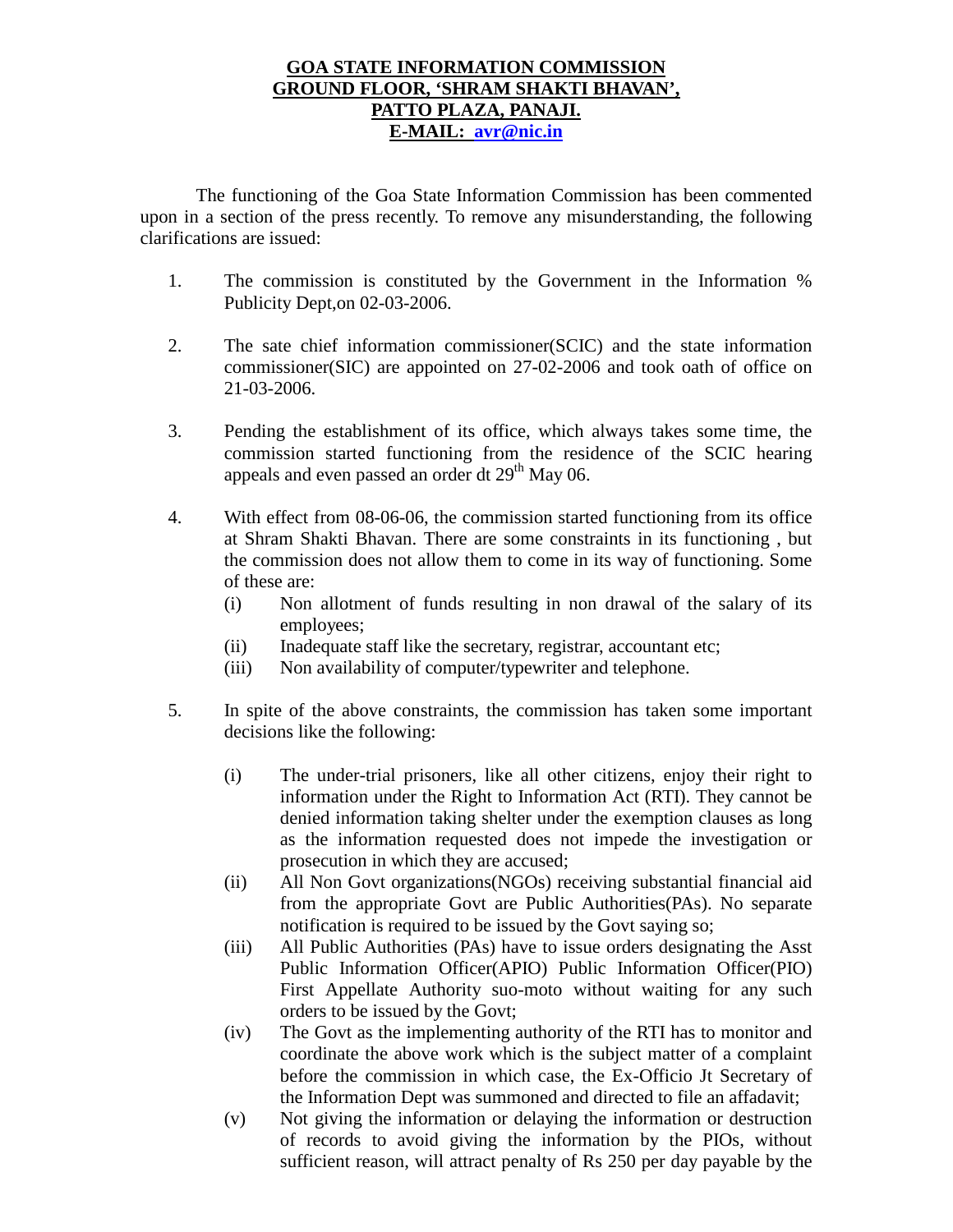**GOA STATE INFORMATION COMMISSION**
**GROUND FLOOR, 'SHRAM SHAKTI BHAVAN',**
**PATTO PLAZA, PANAJI.**
**E-MAIL: avr@nic.in**

The functioning of the Goa State Information Commission has been commented upon in a section of the press recently. To remove any misunderstanding, the following clarifications are issued:

1. The commission is constituted by the Government in the Information % Publicity Dept,on 02-03-2006.

2. The sate chief information commissioner(SCIC) and the state information commissioner(SIC) are appointed on 27-02-2006 and took oath of office on 21-03-2006.

3. Pending the establishment of its office, which always takes some time, the commission started functioning from the residence of the SCIC hearing appeals and even passed an order dt 29th May 06.

4. With effect from 08-06-06, the commission started functioning from its office at Shram Shakti Bhavan. There are some constraints in its functioning , but the commission does not allow them to come in its way of functioning. Some of these are:
   (i) Non allotment of funds resulting in non drawal of the salary of its employees;
   (ii) Inadequate staff like the secretary, registrar, accountant etc;
   (iii) Non availability of computer/typewriter and telephone.

5. In spite of the above constraints, the commission has taken some important decisions like the following:

   (i) The under-trial prisoners, like all other citizens, enjoy their right to information under the Right to Information Act (RTI). They cannot be denied information taking shelter under the exemption clauses as long as the information requested does not impede the investigation or prosecution in which they are accused;
   (ii) All Non Govt organizations(NGOs) receiving substantial financial aid from the appropriate Govt are Public Authorities(PAs). No separate notification is required to be issued by the Govt saying so;
   (iii) All Public Authorities (PAs) have to issue orders designating the Asst Public Information Officer(APIO) Public Information Officer(PIO) First Appellate Authority suo-moto without waiting for any such orders to be issued by the Govt;
   (iv) The Govt as the implementing authority of the RTI has to monitor and coordinate the above work which is the subject matter of a complaint before the commission in which case, the Ex-Officio Jt Secretary of the Information Dept was summoned and directed to file an affadavit;
   (v) Not giving the information or delaying the information or destruction of records to avoid giving the information by the PIOs, without sufficient reason, will attract penalty of Rs 250 per day payable by the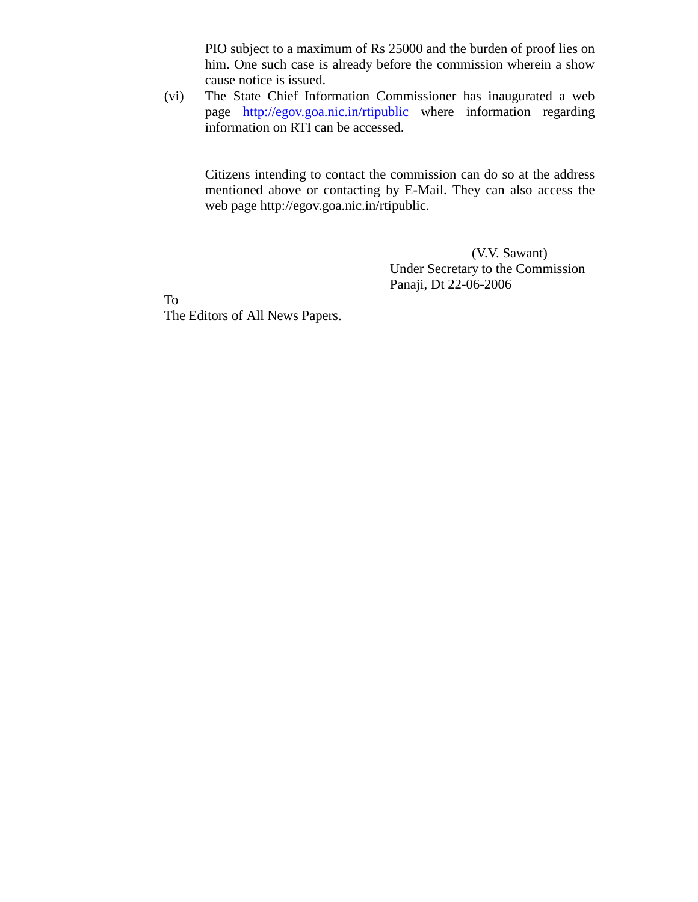PIO subject to a maximum of Rs 25000 and the burden of proof lies on him. One such case is already before the commission wherein a show cause notice is issued.

(vi) The State Chief Information Commissioner has inaugurated a web page http://egov.goa.nic.in/rtipublic where information regarding information on RTI can be accessed.

Citizens intending to contact the commission can do so at the address mentioned above or contacting by E-Mail. They can also access the web page http://egov.goa.nic.in/rtipublic.

(V.V. Sawant)
Under Secretary to the Commission
Panaji, Dt 22-06-2006

To
The Editors of All News Papers.